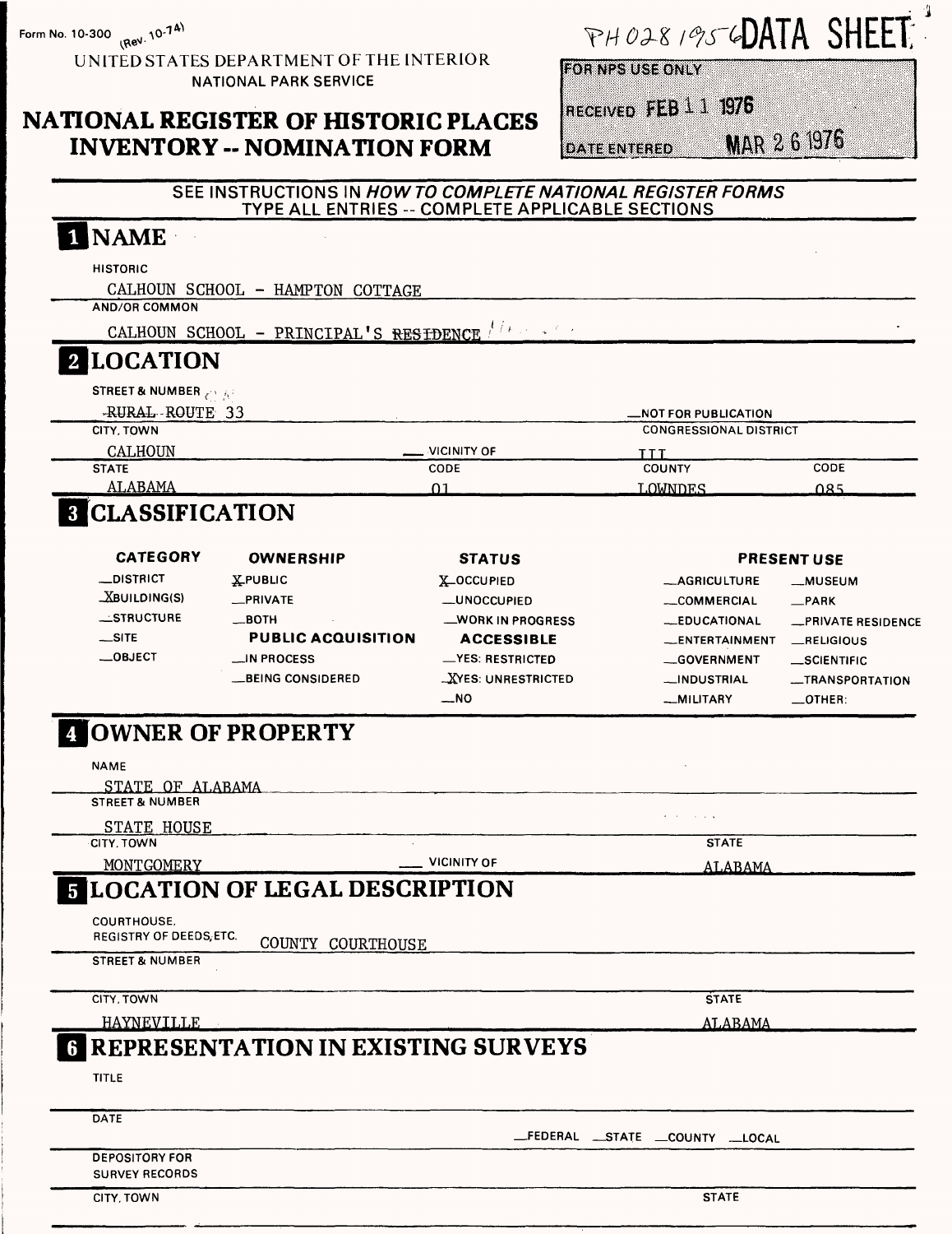Form No. 10-300 (Rev. 10-74)

UNITED STATES DEPARTMENT OF THE INTERIOR
NATIONAL PARK SERVICE

# NATIONAL REGISTER OF HISTORIC PLACES INVENTORY -- NOMINATION FORM

PH028 1956 DATA SHEET

FOR NPS USE ONLY

RECEIVED FEB 11 1976

DATE ENTERED MAR 26 1976

SEE INSTRUCTIONS IN *HOW TO COMPLETE NATIONAL REGISTER FORMS*
TYPE ALL ENTRIES -- COMPLETE APPLICABLE SECTIONS

## 1 NAME

HISTORIC

CALHOUN SCHOOL - HAMPTON COTTAGE

AND/OR COMMON

CALHOUN SCHOOL - PRINCIPAL'S ~~RESIDENCE~~

## 2 LOCATION

STREET & NUMBER

~~RURAL ROUTE~~ 33

__NOT FOR PUBLICATION

CITY, TOWN: CALHOUN

__ VICINITY OF

CONGRESSIONAL DISTRICT: III

| STATE | CODE | COUNTY | CODE |
|---|---|---|---|
| ALABAMA | 01 | LOWNDES | 085 |

## 3 CLASSIFICATION

| CATEGORY | OWNERSHIP | STATUS | PRESENT USE | |
|---|---|---|---|---|
| __DISTRICT | X PUBLIC | X OCCUPIED | __AGRICULTURE | __MUSEUM |
| X BUILDING(S) | __PRIVATE | __UNOCCUPIED | __COMMERCIAL | __PARK |
| __STRUCTURE | __BOTH | __WORK IN PROGRESS | __EDUCATIONAL | __PRIVATE RESIDENCE |
| __SITE | **PUBLIC ACQUISITION** | **ACCESSIBLE** | __ENTERTAINMENT | __RELIGIOUS |
| __OBJECT | __IN PROCESS | __YES: RESTRICTED | __GOVERNMENT | __SCIENTIFIC |
| | __BEING CONSIDERED | X YES: UNRESTRICTED | __INDUSTRIAL | __TRANSPORTATION |
| | | __NO | __MILITARY | __OTHER: |

## 4 OWNER OF PROPERTY

NAME

STATE OF ALABAMA

STREET & NUMBER

STATE HOUSE

CITY, TOWN: MONTGOMERY

__ VICINITY OF

STATE: ALABAMA

## 5 LOCATION OF LEGAL DESCRIPTION

COURTHOUSE, REGISTRY OF DEEDS, ETC.: COUNTY COURTHOUSE

STREET & NUMBER

CITY, TOWN: HAYNEVILLE

STATE: ALABAMA

## 6 REPRESENTATION IN EXISTING SURVEYS

TITLE

DATE

__FEDERAL __STATE __COUNTY __LOCAL

DEPOSITORY FOR SURVEY RECORDS

CITY, TOWN

STATE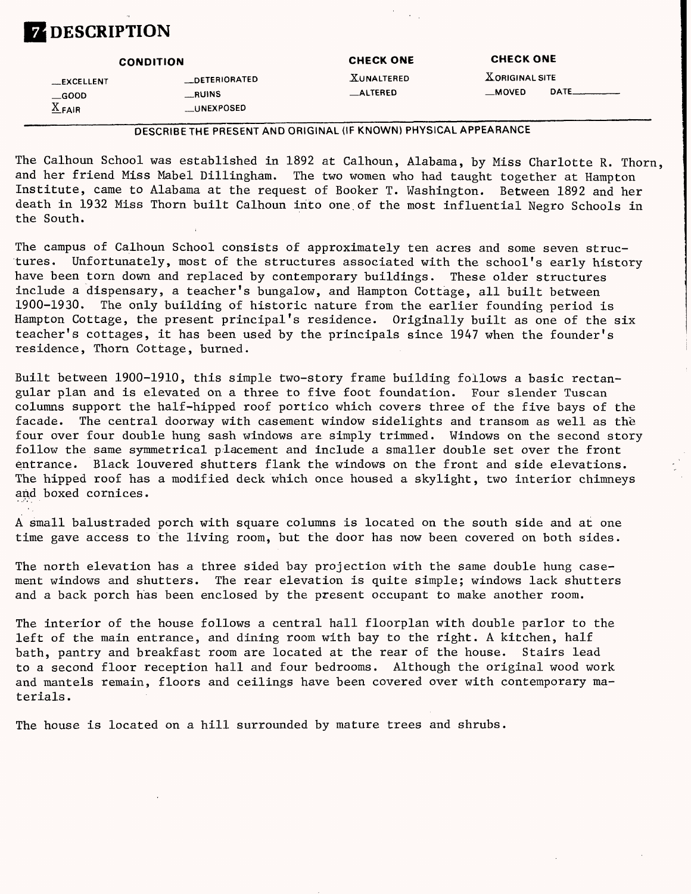# 7 DESCRIPTION

| CONDITION | | CHECK ONE | CHECK ONE |
|---|---|---|---|
| __EXCELLENT | __DETERIORATED | X UNALTERED | X ORIGINAL SITE |
| __GOOD | __RUINS | __ALTERED | __MOVED DATE______ |
| X FAIR | __UNEXPOSED | | |

DESCRIBE THE PRESENT AND ORIGINAL (IF KNOWN) PHYSICAL APPEARANCE

The Calhoun School was established in 1892 at Calhoun, Alabama, by Miss Charlotte R. Thorn, and her friend Miss Mabel Dillingham. The two women who had taught together at Hampton Institute, came to Alabama at the request of Booker T. Washington. Between 1892 and her death in 1932 Miss Thorn built Calhoun into one of the most influential Negro Schools in the South.

The campus of Calhoun School consists of approximately ten acres and some seven structures. Unfortunately, most of the structures associated with the school's early history have been torn down and replaced by contemporary buildings. These older structures include a dispensary, a teacher's bungalow, and Hampton Cottage, all built between 1900-1930. The only building of historic nature from the earlier founding period is Hampton Cottage, the present principal's residence. Originally built as one of the six teacher's cottages, it has been used by the principals since 1947 when the founder's residence, Thorn Cottage, burned.

Built between 1900-1910, this simple two-story frame building follows a basic rectangular plan and is elevated on a three to five foot foundation. Four slender Tuscan columns support the half-hipped roof portico which covers three of the five bays of the facade. The central doorway with casement window sidelights and transom as well as the four over four double hung sash windows are simply trimmed. Windows on the second story follow the same symmetrical placement and include a smaller double set over the front entrance. Black louvered shutters flank the windows on the front and side elevations. The hipped roof has a modified deck which once housed a skylight, two interior chimneys and boxed cornices.

A small balustraded porch with square columns is located on the south side and at one time gave access to the living room, but the door has now been covered on both sides.

The north elevation has a three sided bay projection with the same double hung casement windows and shutters. The rear elevation is quite simple; windows lack shutters and a back porch has been enclosed by the present occupant to make another room.

The interior of the house follows a central hall floorplan with double parlor to the left of the main entrance, and dining room with bay to the right. A kitchen, half bath, pantry and breakfast room are located at the rear of the house. Stairs lead to a second floor reception hall and four bedrooms. Although the original wood work and mantels remain, floors and ceilings have been covered over with contemporary materials.

The house is located on a hill surrounded by mature trees and shrubs.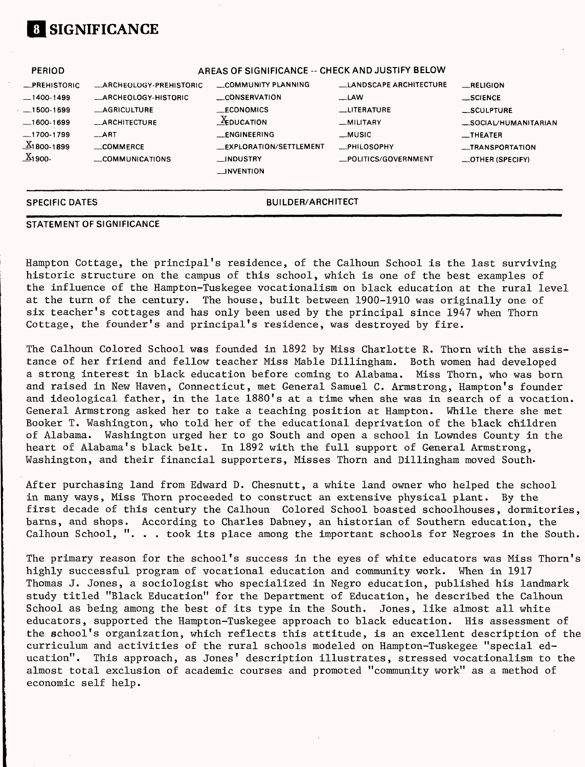# 8 SIGNIFICANCE

| PERIOD | AREAS OF SIGNIFICANCE -- CHECK AND JUSTIFY BELOW | | | |
|---|---|---|---|---|
| __PREHISTORIC | __ARCHEOLOGY-PREHISTORIC | __COMMUNITY PLANNING | __LANDSCAPE ARCHITECTURE | __RELIGION |
| __1400-1499 | __ARCHEOLOGY-HISTORIC | __CONSERVATION | __LAW | __SCIENCE |
| __1500-1599 | __AGRICULTURE | __ECONOMICS | __LITERATURE | __SCULPTURE |
| __1600-1699 | __ARCHITECTURE | _X_EDUCATION | __MILITARY | __SOCIAL/HUMANITARIAN |
| __1700-1799 | __ART | __ENGINEERING | __MUSIC | __THEATER |
| _X_1800-1899 | __COMMERCE | __EXPLORATION/SETTLEMENT | __PHILOSOPHY | __TRANSPORTATION |
| _X_1900- | __COMMUNICATIONS | __INDUSTRY | __POLITICS/GOVERNMENT | __OTHER (SPECIFY) |
| | | __INVENTION | | |

SPECIFIC DATES | BUILDER/ARCHITECT

STATEMENT OF SIGNIFICANCE

Hampton Cottage, the principal's residence, of the Calhoun School is the last surviving historic structure on the campus of this school, which is one of the best examples of the influence of the Hampton-Tuskegee vocationalism on black education at the rural level at the turn of the century. The house, built between 1900-1910 was originally one of six teacher's cottages and has only been used by the principal since 1947 when Thorn Cottage, the founder's and principal's residence, was destroyed by fire.

The Calhoun Colored School was founded in 1892 by Miss Charlotte R. Thorn with the assistance of her friend and fellow teacher Miss Mable Dillingham. Both women had developed a strong interest in black education before coming to Alabama. Miss Thorn, who was born and raised in New Haven, Connecticut, met General Samuel C. Armstrong, Hampton's founder and ideological father, in the late 1880's at a time when she was in search of a vocation. General Armstrong asked her to take a teaching position at Hampton. While there she met Booker T. Washington, who told her of the educational deprivation of the black children of Alabama. Washington urged her to go South and open a school in Lowndes County in the heart of Alabama's black belt. In 1892 with the full support of General Armstrong, Washington, and their financial supporters, Misses Thorn and Dillingham moved South.

After purchasing land from Edward D. Chesnutt, a white land owner who helped the school in many ways, Miss Thorn proceeded to construct an extensive physical plant. By the first decade of this century the Calhoun Colored School boasted schoolhouses, dormitories, barns, and shops. According to Charles Dabney, an historian of Southern education, the Calhoun School, ". . . took its place among the important schools for Negroes in the South.

The primary reason for the school's success in the eyes of white educators was Miss Thorn's highly successful program of vocational education and community work. When in 1917 Thomas J. Jones, a sociologist who specialized in Negro education, published his landmark study titled "Black Education" for the Department of Education, he described the Calhoun School as being among the best of its type in the South. Jones, like almost all white educators, supported the Hampton-Tuskegee approach to black education. His assessment of the school's organization, which reflects this attitude, is an excellent description of the curriculum and activities of the rural schools modeled on Hampton-Tuskegee "special education". This approach, as Jones' description illustrates, stressed vocationalism to the almost total exclusion of academic courses and promoted "community work" as a method of economic self help.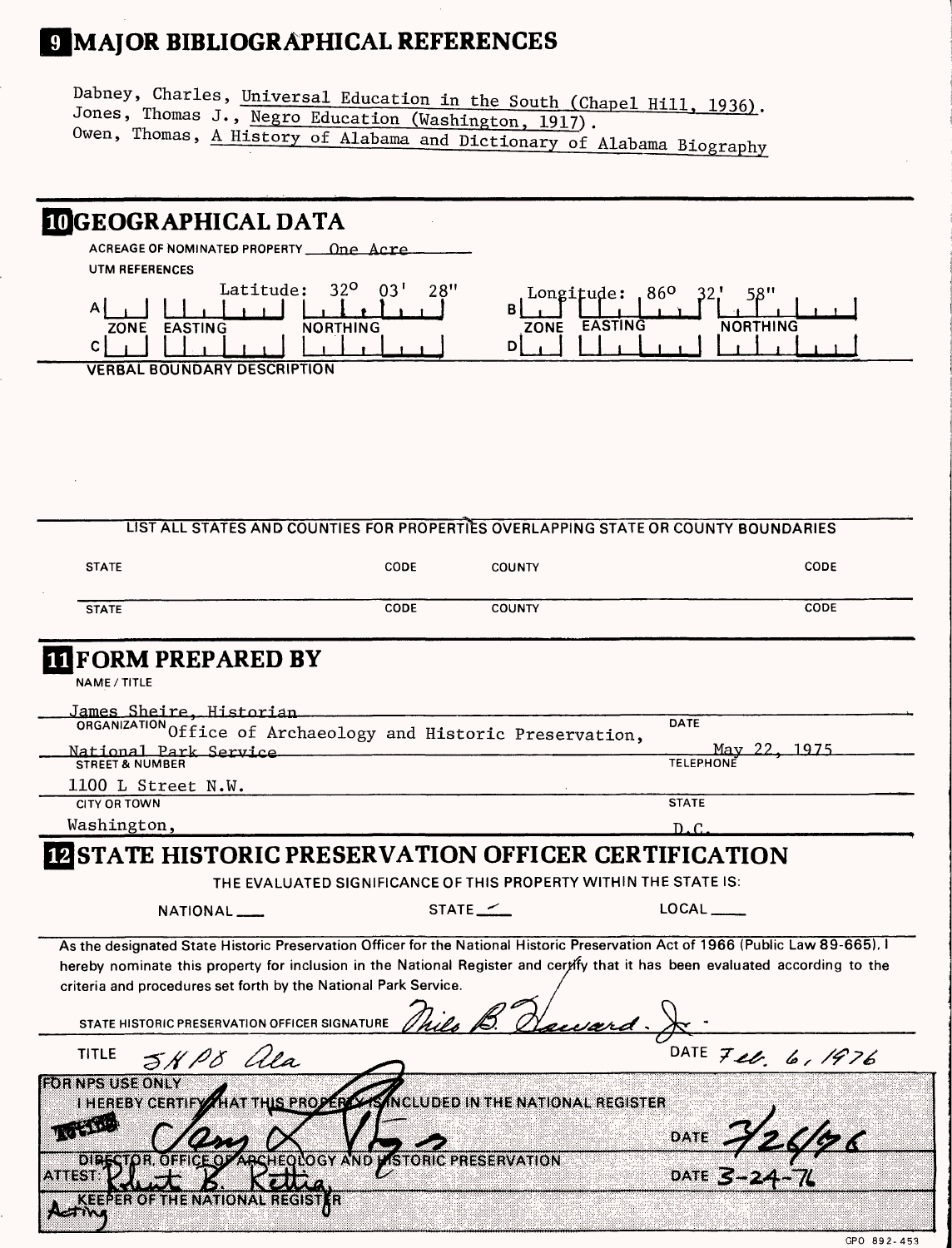## 9 MAJOR BIBLIOGRAPHICAL REFERENCES

Dabney, Charles, Universal Education in the South (Chapel Hill, 1936).
Jones, Thomas J., Negro Education (Washington, 1917).
Owen, Thomas, A History of Alabama and Dictionary of Alabama Biography

## 10 GEOGRAPHICAL DATA

ACREAGE OF NOMINATED PROPERTY One Acre

UTM REFERENCES

Latitude: 32° 03' 28"    Longitude: 86° 32' 58"

| | ZONE | EASTING | NORTHING | | ZONE | EASTING | NORTHING |
|---|---|---|---|---|---|---|---|
| A | | | | B | | | |
| C | | | | D | | | |

VERBAL BOUNDARY DESCRIPTION

LIST ALL STATES AND COUNTIES FOR PROPERTIES OVERLAPPING STATE OR COUNTY BOUNDARIES

| STATE | CODE | COUNTY | CODE |
|---|---|---|---|
| STATE | CODE | COUNTY | CODE |

## 11 FORM PREPARED BY

NAME / TITLE

James Sheire, Historian

ORGANIZATION Office of Archaeology and Historic Preservation, National Park Service

DATE May 22, 1975

STREET & NUMBER 1100 L Street N.W.

TELEPHONE

CITY OR TOWN Washington,

STATE D.C.

## 12 STATE HISTORIC PRESERVATION OFFICER CERTIFICATION

THE EVALUATED SIGNIFICANCE OF THIS PROPERTY WITHIN THE STATE IS:

NATIONAL ___    STATE ✓    LOCAL ___

As the designated State Historic Preservation Officer for the National Historic Preservation Act of 1966 (Public Law 89-665), I hereby nominate this property for inclusion in the National Register and certify that it has been evaluated according to the criteria and procedures set forth by the National Park Service.

STATE HISTORIC PRESERVATION OFFICER SIGNATURE Milo B. Howard, Jr.

TITLE SHPO Ala    DATE Feb. 6, 1976

FOR NPS USE ONLY

I HEREBY CERTIFY THAT THIS PROPERTY IS INCLUDED IN THE NATIONAL REGISTER

Acting    DATE 3/26/76

DIRECTOR, OFFICE OF ARCHEOLOGY AND HISTORIC PRESERVATION

ATTEST: Robert B. Rettig    DATE 3-24-76

Acting KEEPER OF THE NATIONAL REGISTER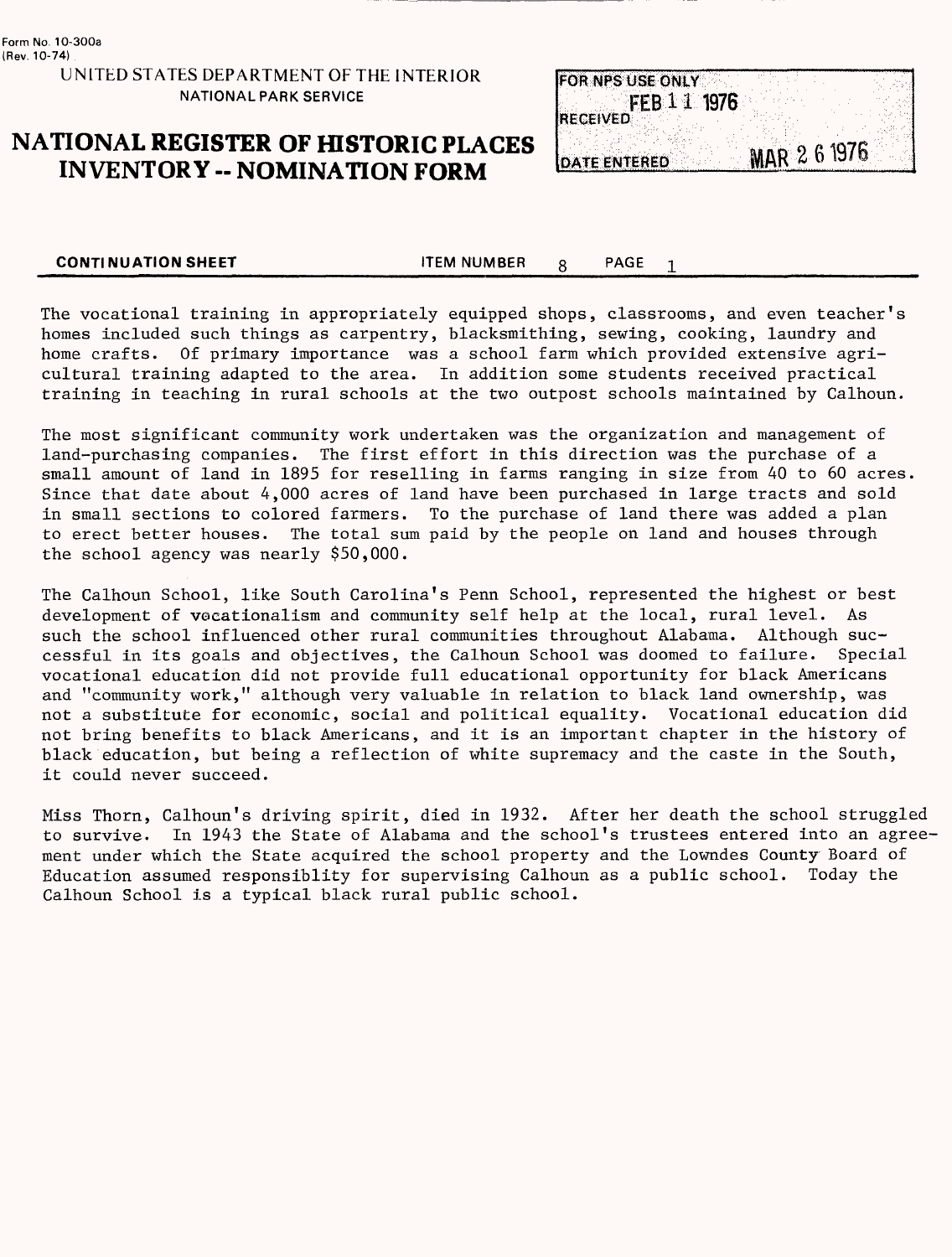Form No. 10-300a
(Rev. 10-74)

UNITED STATES DEPARTMENT OF THE INTERIOR
NATIONAL PARK SERVICE

# NATIONAL REGISTER OF HISTORIC PLACES INVENTORY -- NOMINATION FORM

FOR NPS USE ONLY
RECEIVED FEB 11 1976
DATE ENTERED MAR 26 1976

**CONTINUATION SHEET** ITEM NUMBER 8 PAGE 1

The vocational training in appropriately equipped shops, classrooms, and even teacher's homes included such things as carpentry, blacksmithing, sewing, cooking, laundry and home crafts. Of primary importance was a school farm which provided extensive agricultural training adapted to the area. In addition some students received practical training in teaching in rural schools at the two outpost schools maintained by Calhoun.

The most significant community work undertaken was the organization and management of land-purchasing companies. The first effort in this direction was the purchase of a small amount of land in 1895 for reselling in farms ranging in size from 40 to 60 acres. Since that date about 4,000 acres of land have been purchased in large tracts and sold in small sections to colored farmers. To the purchase of land there was added a plan to erect better houses. The total sum paid by the people on land and houses through the school agency was nearly $50,000.

The Calhoun School, like South Carolina's Penn School, represented the highest or best development of vocationalism and community self help at the local, rural level. As such the school influenced other rural communities throughout Alabama. Although successful in its goals and objectives, the Calhoun School was doomed to failure. Special vocational education did not provide full educational opportunity for black Americans and "community work," although very valuable in relation to black land ownership, was not a substitute for economic, social and political equality. Vocational education did not bring benefits to black Americans, and it is an important chapter in the history of black education, but being a reflection of white supremacy and the caste in the South, it could never succeed.

Miss Thorn, Calhoun's driving spirit, died in 1932. After her death the school struggled to survive. In 1943 the State of Alabama and the school's trustees entered into an agreement under which the State acquired the school property and the Lowndes County Board of Education assumed responsiblity for supervising Calhoun as a public school. Today the Calhoun School is a typical black rural public school.